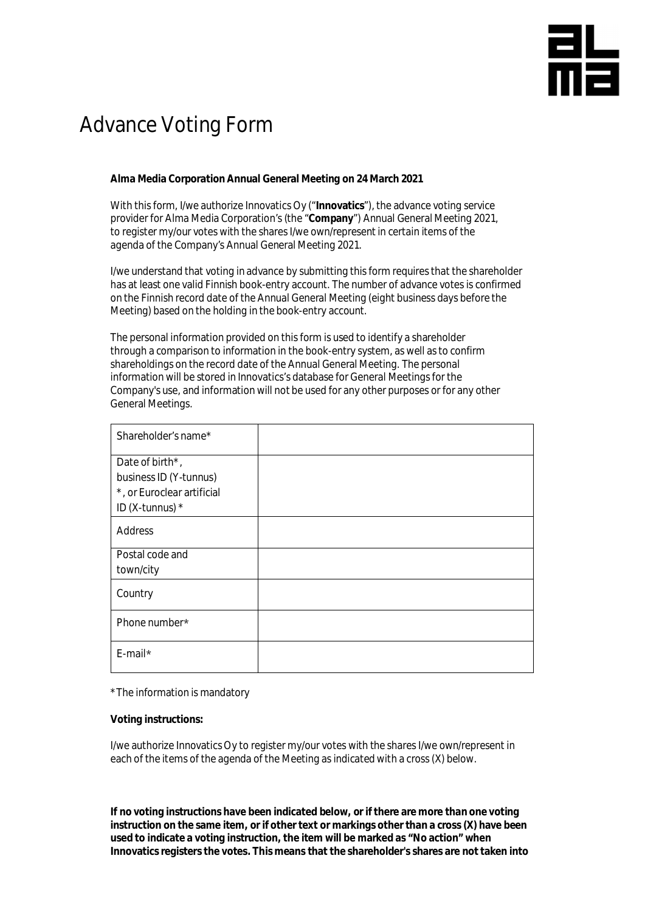# Advance Voting Form

**Alma Media Corporation Annual General Meeting on 24 March 2021**

With this form, I/we authorize Innovatics Oy ("**Innovatics**"), the advance voting service provider for Alma Media Corporation's (the "**Company**") Annual General Meeting 2021, to register my/our votes with the shares I/we own/represent in certain items of the agenda of the Company's Annual General Meeting 2021.

I/we understand that voting in advance by submitting this form requires that the shareholder has at least one valid Finnish book-entry account. The number of advance votes is confirmed on the Finnish record date of the Annual General Meeting (eight business days before the Meeting) based on the holding in the book-entry account.

The personal information provided on this form is used to identify a shareholder through a comparison to information in the book-entry system, as well as to confirm shareholdings on the record date of the Annual General Meeting. The personal information will be stored in Innovatics's database for General Meetings for the Company's use, and information will not be used for any other purposes or for any other General Meetings.

| Shareholder's name* | |
|---|---|
| Date of birth*, business ID (Y-tunnus) *, or Euroclear artificial ID (X-tunnus) * | |
| Address | |
| Postal code and town/city | |
| Country | |
| Phone number* | |
| E-mail* | |

* The information is mandatory

**Voting instructions:**

I/we authorize Innovatics Oy to register my/our votes with the shares I/we own/represent in each of the items of the agenda of the Meeting as indicated with a cross (X) below.

**If no voting instructions have been indicated below, or if there are more than one voting instruction on the same item, or if other text or markings other than a cross (X) have been used to indicate a voting instruction, the item will be marked as "No action" when Innovatics registers the votes. This means that the shareholder's shares are not taken into**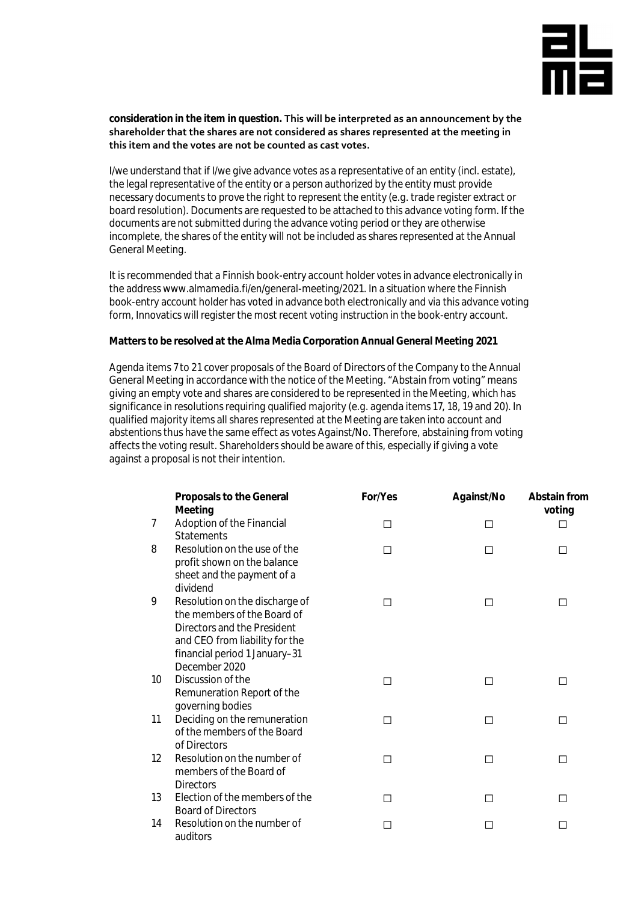**consideration in the item in question. This will be interpreted as an announcement by the shareholder that the shares are not considered as shares represented at the meeting in this item and the votes are not be counted as cast votes.**

I/we understand that if I/we give advance votes as a representative of an entity (incl. estate), the legal representative of the entity or a person authorized by the entity must provide necessary documents to prove the right to represent the entity (e.g. trade register extract or board resolution). Documents are requested to be attached to this advance voting form. If the documents are not submitted during the advance voting period or they are otherwise incomplete, the shares of the entity will not be included as shares represented at the Annual General Meeting.

It is recommended that a Finnish book-entry account holder votes in advance electronically in the address www.almamedia.fi/en/general-meeting/2021. In a situation where the Finnish book-entry account holder has voted in advance both electronically and via this advance voting form, Innovatics will register the most recent voting instruction in the book-entry account.

**Matters to be resolved at the Alma Media Corporation Annual General Meeting 2021**

Agenda items 7 to 21 cover proposals of the Board of Directors of the Company to the Annual General Meeting in accordance with the notice of the Meeting. "Abstain from voting" means giving an empty vote and shares are considered to be represented in the Meeting, which has significance in resolutions requiring qualified majority (e.g. agenda items 17, 18, 19 and 20). In qualified majority items all shares represented at the Meeting are taken into account and abstentions thus have the same effect as votes Against/No. Therefore, abstaining from voting affects the voting result. Shareholders should be aware of this, especially if giving a vote against a proposal is not their intention.

| | Proposals to the General Meeting | For/Yes | Against/No | Abstain from voting |
|---|---|---|---|---|
| 7 | Adoption of the Financial Statements | ☐ | ☐ | ☐ |
| 8 | Resolution on the use of the profit shown on the balance sheet and the payment of a dividend | ☐ | ☐ | ☐ |
| 9 | Resolution on the discharge of the members of the Board of Directors and the President and CEO from liability for the financial period 1 January–31 December 2020 | ☐ | ☐ | ☐ |
| 10 | Discussion of the Remuneration Report of the governing bodies | ☐ | ☐ | ☐ |
| 11 | Deciding on the remuneration of the members of the Board of Directors | ☐ | ☐ | ☐ |
| 12 | Resolution on the number of members of the Board of Directors | ☐ | ☐ | ☐ |
| 13 | Election of the members of the Board of Directors | ☐ | ☐ | ☐ |
| 14 | Resolution on the number of auditors | ☐ | ☐ | ☐ |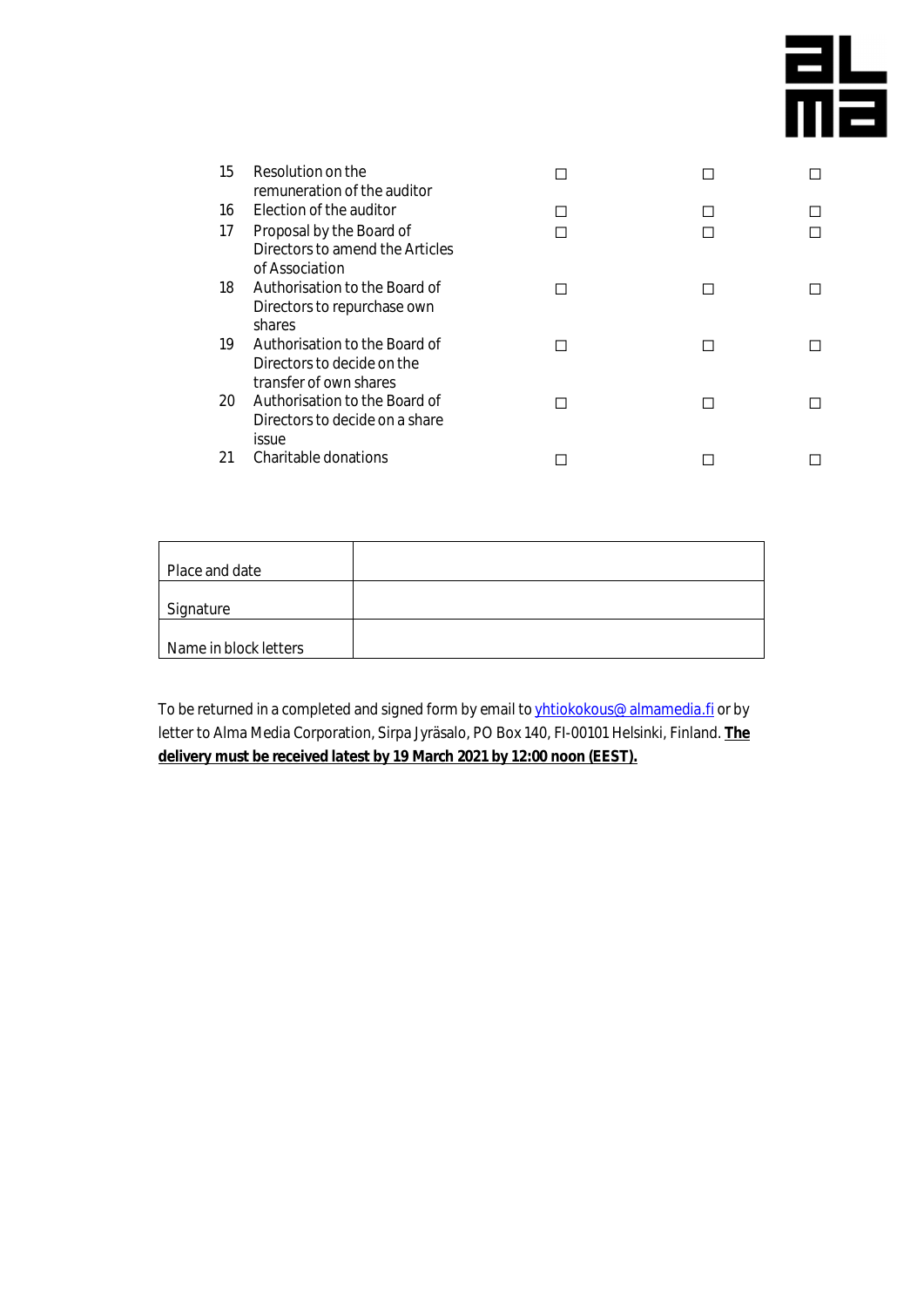| | | | | |
|---|---|---|---|---|
| 15 | Resolution on the remuneration of the auditor | ☐ | ☐ | ☐ |
| 16 | Election of the auditor | ☐ | ☐ | ☐ |
| 17 | Proposal by the Board of Directors to amend the Articles of Association | ☐ | ☐ | ☐ |
| 18 | Authorisation to the Board of Directors to repurchase own shares | ☐ | ☐ | ☐ |
| 19 | Authorisation to the Board of Directors to decide on the transfer of own shares | ☐ | ☐ | ☐ |
| 20 | Authorisation to the Board of Directors to decide on a share issue | ☐ | ☐ | ☐ |
| 21 | Charitable donations | ☐ | ☐ | ☐ |

| | |
|---|---|
| Place and date | |
| Signature | |
| Name in block letters | |

To be returned in a completed and signed form by email to yhtiokokous@almamedia.fi or by letter to Alma Media Corporation, Sirpa Jyräsalo, PO Box 140, FI-00101 Helsinki, Finland. **The delivery must be received latest by 19 March 2021 by 12:00 noon (EEST).**